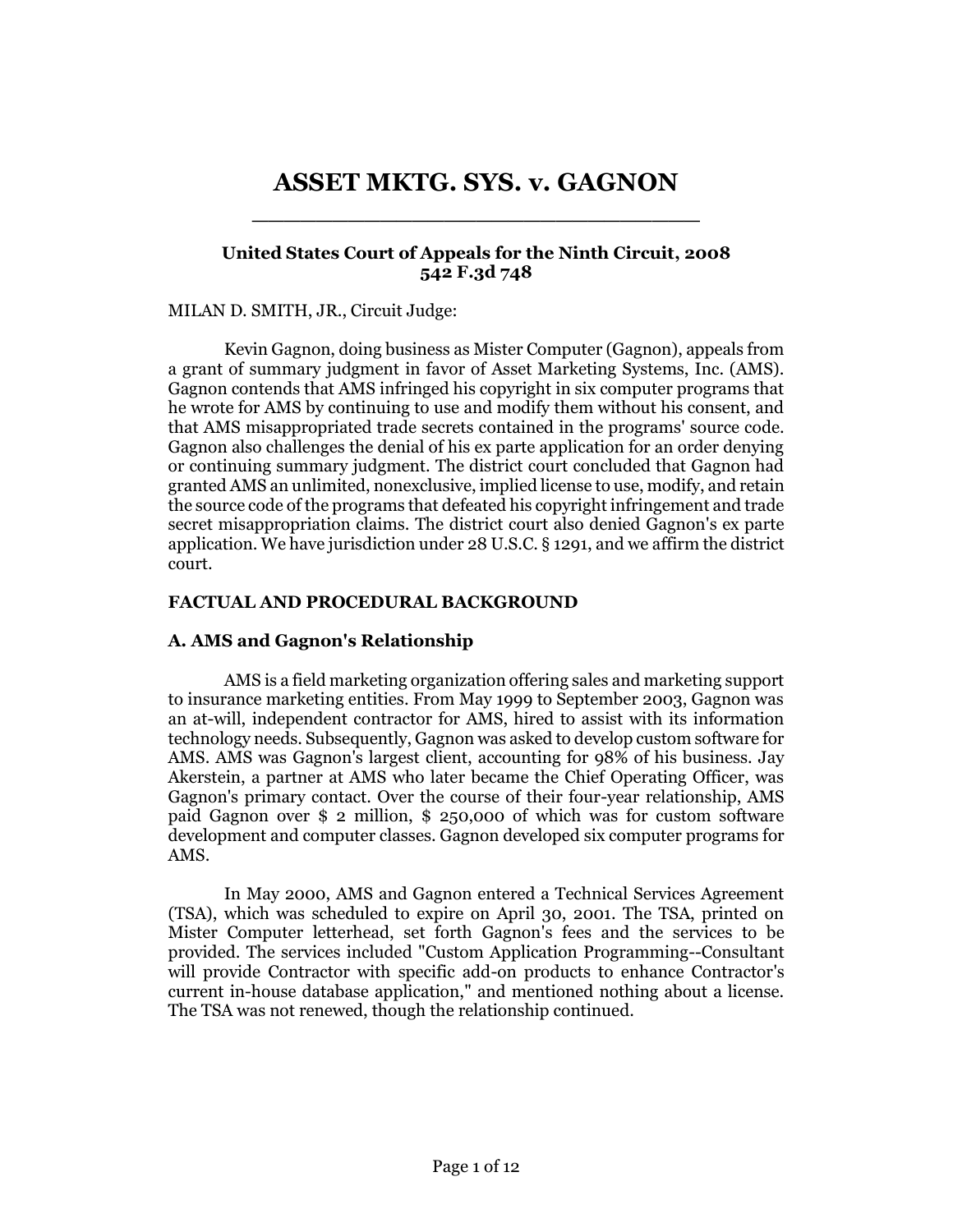# ASSET MKTG. SYS. v. GAGNON

**United States Court of Appeals for the Ninth Circuit, 2008**
**542 F.3d 748**

MILAN D. SMITH, JR., Circuit Judge:

Kevin Gagnon, doing business as Mister Computer (Gagnon), appeals from a grant of summary judgment in favor of Asset Marketing Systems, Inc. (AMS). Gagnon contends that AMS infringed his copyright in six computer programs that he wrote for AMS by continuing to use and modify them without his consent, and that AMS misappropriated trade secrets contained in the programs' source code. Gagnon also challenges the denial of his ex parte application for an order denying or continuing summary judgment. The district court concluded that Gagnon had granted AMS an unlimited, nonexclusive, implied license to use, modify, and retain the source code of the programs that defeated his copyright infringement and trade secret misappropriation claims. The district court also denied Gagnon's ex parte application. We have jurisdiction under 28 U.S.C. § 1291, and we affirm the district court.

### FACTUAL AND PROCEDURAL BACKGROUND

### A. AMS and Gagnon's Relationship

AMS is a field marketing organization offering sales and marketing support to insurance marketing entities. From May 1999 to September 2003, Gagnon was an at-will, independent contractor for AMS, hired to assist with its information technology needs. Subsequently, Gagnon was asked to develop custom software for AMS. AMS was Gagnon's largest client, accounting for 98% of his business. Jay Akerstein, a partner at AMS who later became the Chief Operating Officer, was Gagnon's primary contact. Over the course of their four-year relationship, AMS paid Gagnon over $ 2 million, $ 250,000 of which was for custom software development and computer classes. Gagnon developed six computer programs for AMS.

In May 2000, AMS and Gagnon entered a Technical Services Agreement (TSA), which was scheduled to expire on April 30, 2001. The TSA, printed on Mister Computer letterhead, set forth Gagnon's fees and the services to be provided. The services included "Custom Application Programming--Consultant will provide Contractor with specific add-on products to enhance Contractor's current in-house database application," and mentioned nothing about a license. The TSA was not renewed, though the relationship continued.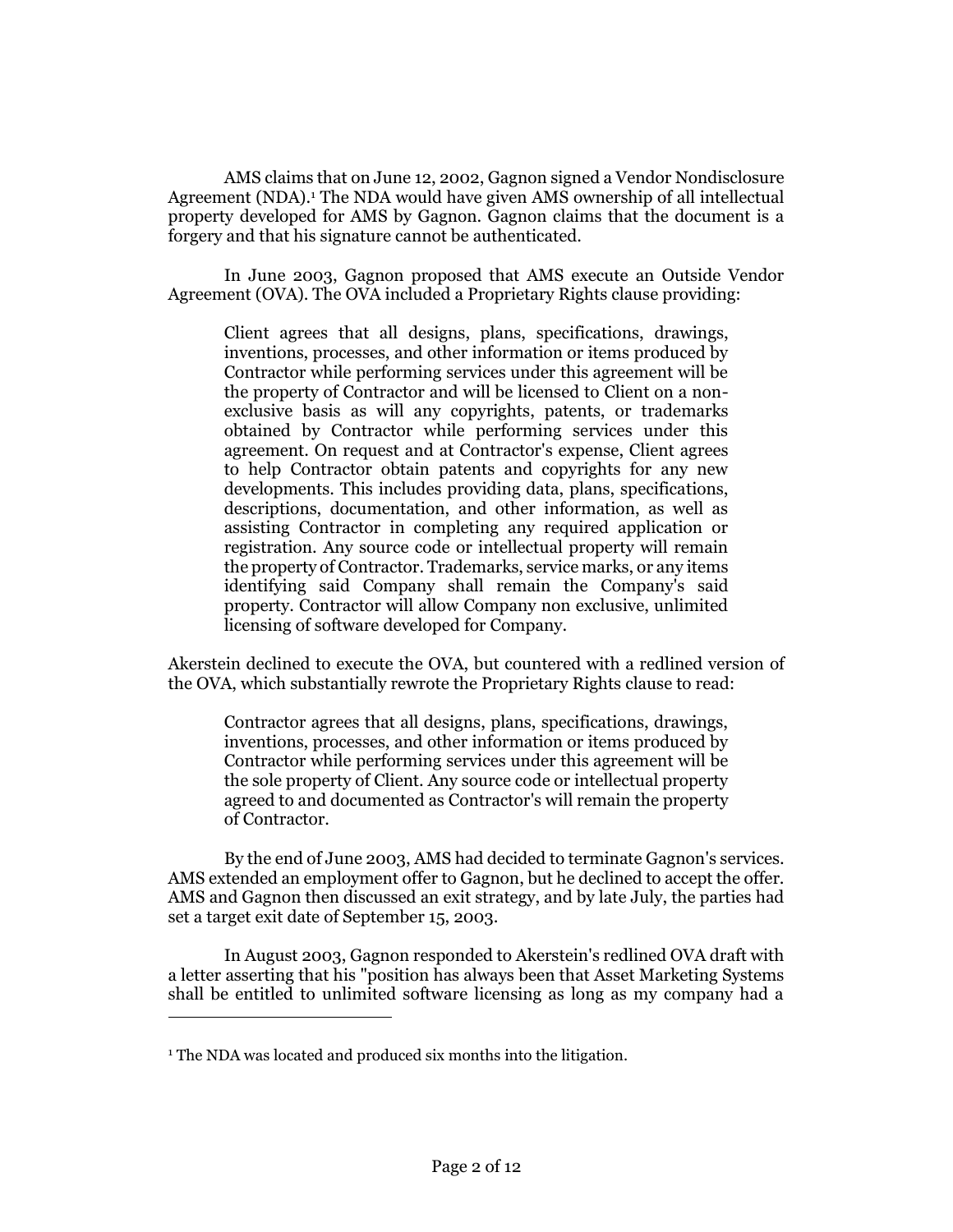AMS claims that on June 12, 2002, Gagnon signed a Vendor Nondisclosure Agreement (NDA).[1] The NDA would have given AMS ownership of all intellectual property developed for AMS by Gagnon. Gagnon claims that the document is a forgery and that his signature cannot be authenticated.

In June 2003, Gagnon proposed that AMS execute an Outside Vendor Agreement (OVA). The OVA included a Proprietary Rights clause providing:

> Client agrees that all designs, plans, specifications, drawings, inventions, processes, and other information or items produced by Contractor while performing services under this agreement will be the property of Contractor and will be licensed to Client on a non-exclusive basis as will any copyrights, patents, or trademarks obtained by Contractor while performing services under this agreement. On request and at Contractor's expense, Client agrees to help Contractor obtain patents and copyrights for any new developments. This includes providing data, plans, specifications, descriptions, documentation, and other information, as well as assisting Contractor in completing any required application or registration. Any source code or intellectual property will remain the property of Contractor. Trademarks, service marks, or any items identifying said Company shall remain the Company's said property. Contractor will allow Company non exclusive, unlimited licensing of software developed for Company.

Akerstein declined to execute the OVA, but countered with a redlined version of the OVA, which substantially rewrote the Proprietary Rights clause to read:

> Contractor agrees that all designs, plans, specifications, drawings, inventions, processes, and other information or items produced by Contractor while performing services under this agreement will be the sole property of Client. Any source code or intellectual property agreed to and documented as Contractor's will remain the property of Contractor.

By the end of June 2003, AMS had decided to terminate Gagnon's services. AMS extended an employment offer to Gagnon, but he declined to accept the offer. AMS and Gagnon then discussed an exit strategy, and by late July, the parties had set a target exit date of September 15, 2003.

In August 2003, Gagnon responded to Akerstein's redlined OVA draft with a letter asserting that his "position has always been that Asset Marketing Systems shall be entitled to unlimited software licensing as long as my company had a

---

[1] The NDA was located and produced six months into the litigation.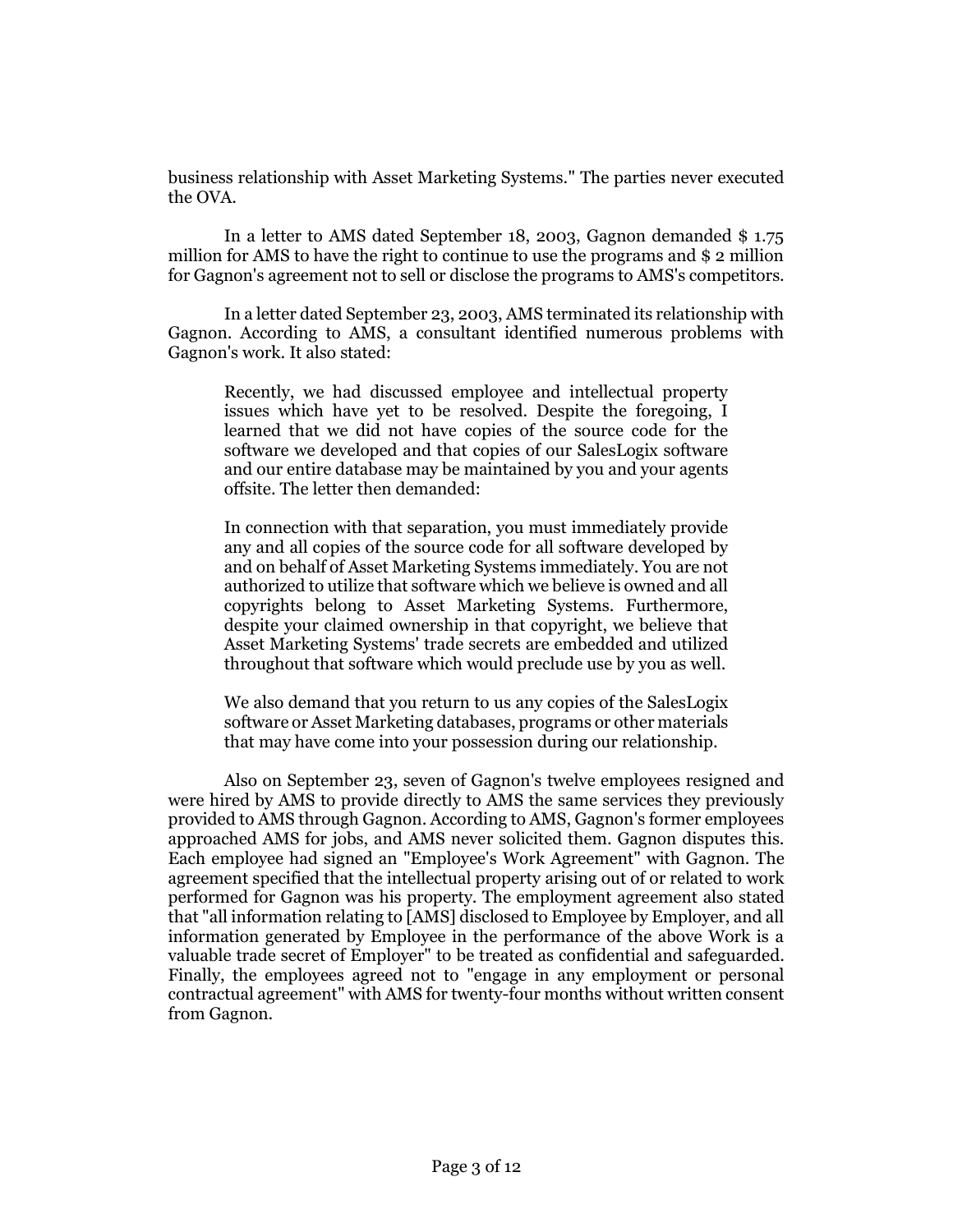business relationship with Asset Marketing Systems." The parties never executed the OVA.

In a letter to AMS dated September 18, 2003, Gagnon demanded $ 1.75 million for AMS to have the right to continue to use the programs and $ 2 million for Gagnon's agreement not to sell or disclose the programs to AMS's competitors.

In a letter dated September 23, 2003, AMS terminated its relationship with Gagnon. According to AMS, a consultant identified numerous problems with Gagnon's work. It also stated:

> Recently, we had discussed employee and intellectual property issues which have yet to be resolved. Despite the foregoing, I learned that we did not have copies of the source code for the software we developed and that copies of our SalesLogix software and our entire database may be maintained by you and your agents offsite. The letter then demanded:
>
> In connection with that separation, you must immediately provide any and all copies of the source code for all software developed by and on behalf of Asset Marketing Systems immediately. You are not authorized to utilize that software which we believe is owned and all copyrights belong to Asset Marketing Systems. Furthermore, despite your claimed ownership in that copyright, we believe that Asset Marketing Systems' trade secrets are embedded and utilized throughout that software which would preclude use by you as well.
>
> We also demand that you return to us any copies of the SalesLogix software or Asset Marketing databases, programs or other materials that may have come into your possession during our relationship.

Also on September 23, seven of Gagnon's twelve employees resigned and were hired by AMS to provide directly to AMS the same services they previously provided to AMS through Gagnon. According to AMS, Gagnon's former employees approached AMS for jobs, and AMS never solicited them. Gagnon disputes this. Each employee had signed an "Employee's Work Agreement" with Gagnon. The agreement specified that the intellectual property arising out of or related to work performed for Gagnon was his property. The employment agreement also stated that "all information relating to [AMS] disclosed to Employee by Employer, and all information generated by Employee in the performance of the above Work is a valuable trade secret of Employer" to be treated as confidential and safeguarded. Finally, the employees agreed not to "engage in any employment or personal contractual agreement" with AMS for twenty-four months without written consent from Gagnon.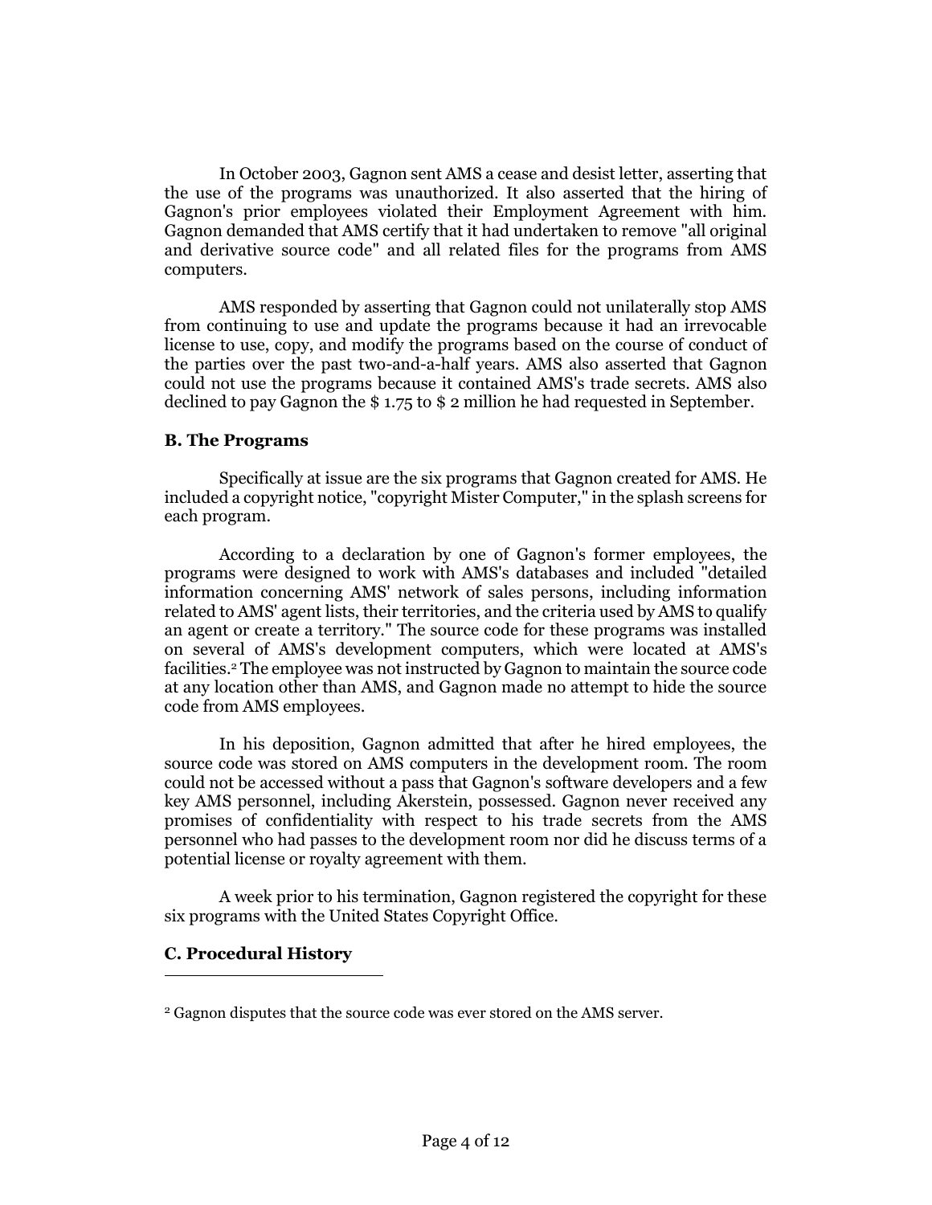In October 2003, Gagnon sent AMS a cease and desist letter, asserting that the use of the programs was unauthorized. It also asserted that the hiring of Gagnon's prior employees violated their Employment Agreement with him. Gagnon demanded that AMS certify that it had undertaken to remove "all original and derivative source code" and all related files for the programs from AMS computers.

AMS responded by asserting that Gagnon could not unilaterally stop AMS from continuing to use and update the programs because it had an irrevocable license to use, copy, and modify the programs based on the course of conduct of the parties over the past two-and-a-half years. AMS also asserted that Gagnon could not use the programs because it contained AMS's trade secrets. AMS also declined to pay Gagnon the $ 1.75 to $ 2 million he had requested in September.

### B. The Programs

Specifically at issue are the six programs that Gagnon created for AMS. He included a copyright notice, "copyright Mister Computer," in the splash screens for each program.

According to a declaration by one of Gagnon's former employees, the programs were designed to work with AMS's databases and included "detailed information concerning AMS' network of sales persons, including information related to AMS' agent lists, their territories, and the criteria used by AMS to qualify an agent or create a territory." The source code for these programs was installed on several of AMS's development computers, which were located at AMS's facilities.[2] The employee was not instructed by Gagnon to maintain the source code at any location other than AMS, and Gagnon made no attempt to hide the source code from AMS employees.

In his deposition, Gagnon admitted that after he hired employees, the source code was stored on AMS computers in the development room. The room could not be accessed without a pass that Gagnon's software developers and a few key AMS personnel, including Akerstein, possessed. Gagnon never received any promises of confidentiality with respect to his trade secrets from the AMS personnel who had passes to the development room nor did he discuss terms of a potential license or royalty agreement with them.

A week prior to his termination, Gagnon registered the copyright for these six programs with the United States Copyright Office.

### C. Procedural History

---

[2] Gagnon disputes that the source code was ever stored on the AMS server.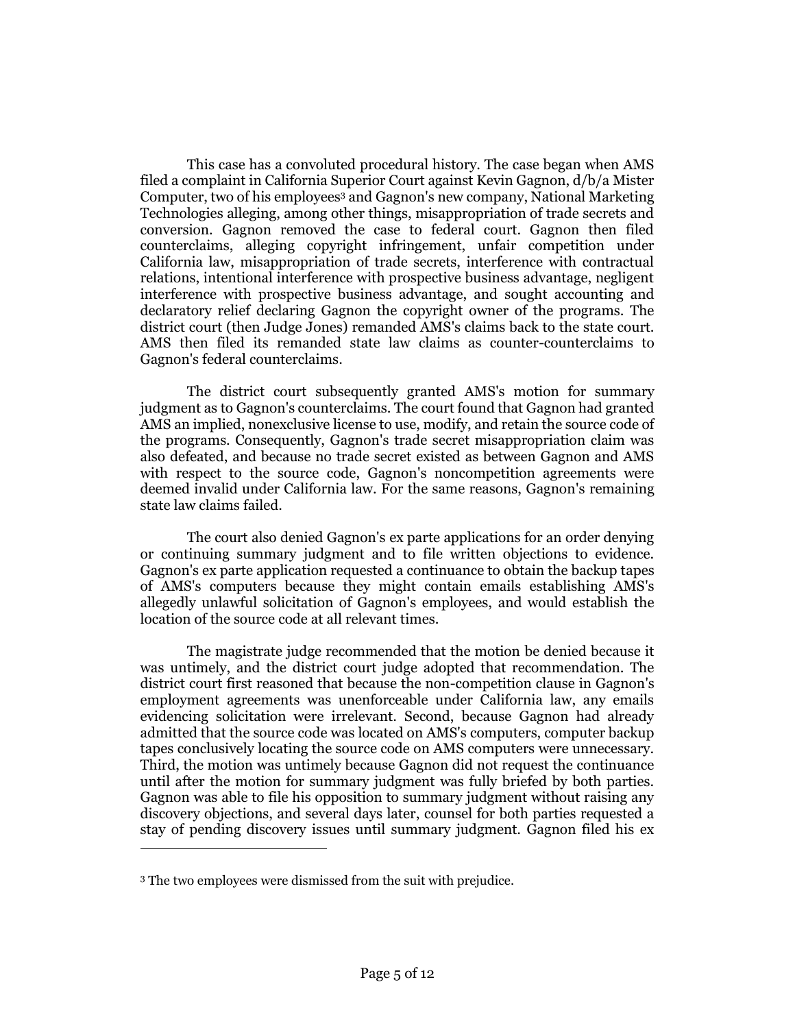This case has a convoluted procedural history. The case began when AMS filed a complaint in California Superior Court against Kevin Gagnon, d/b/a Mister Computer, two of his employees[3] and Gagnon's new company, National Marketing Technologies alleging, among other things, misappropriation of trade secrets and conversion. Gagnon removed the case to federal court. Gagnon then filed counterclaims, alleging copyright infringement, unfair competition under California law, misappropriation of trade secrets, interference with contractual relations, intentional interference with prospective business advantage, negligent interference with prospective business advantage, and sought accounting and declaratory relief declaring Gagnon the copyright owner of the programs. The district court (then Judge Jones) remanded AMS's claims back to the state court. AMS then filed its remanded state law claims as counter-counterclaims to Gagnon's federal counterclaims.

The district court subsequently granted AMS's motion for summary judgment as to Gagnon's counterclaims. The court found that Gagnon had granted AMS an implied, nonexclusive license to use, modify, and retain the source code of the programs. Consequently, Gagnon's trade secret misappropriation claim was also defeated, and because no trade secret existed as between Gagnon and AMS with respect to the source code, Gagnon's noncompetition agreements were deemed invalid under California law. For the same reasons, Gagnon's remaining state law claims failed.

The court also denied Gagnon's ex parte applications for an order denying or continuing summary judgment and to file written objections to evidence. Gagnon's ex parte application requested a continuance to obtain the backup tapes of AMS's computers because they might contain emails establishing AMS's allegedly unlawful solicitation of Gagnon's employees, and would establish the location of the source code at all relevant times.

The magistrate judge recommended that the motion be denied because it was untimely, and the district court judge adopted that recommendation. The district court first reasoned that because the non-competition clause in Gagnon's employment agreements was unenforceable under California law, any emails evidencing solicitation were irrelevant. Second, because Gagnon had already admitted that the source code was located on AMS's computers, computer backup tapes conclusively locating the source code on AMS computers were unnecessary. Third, the motion was untimely because Gagnon did not request the continuance until after the motion for summary judgment was fully briefed by both parties. Gagnon was able to file his opposition to summary judgment without raising any discovery objections, and several days later, counsel for both parties requested a stay of pending discovery issues until summary judgment. Gagnon filed his ex

[3] The two employees were dismissed from the suit with prejudice.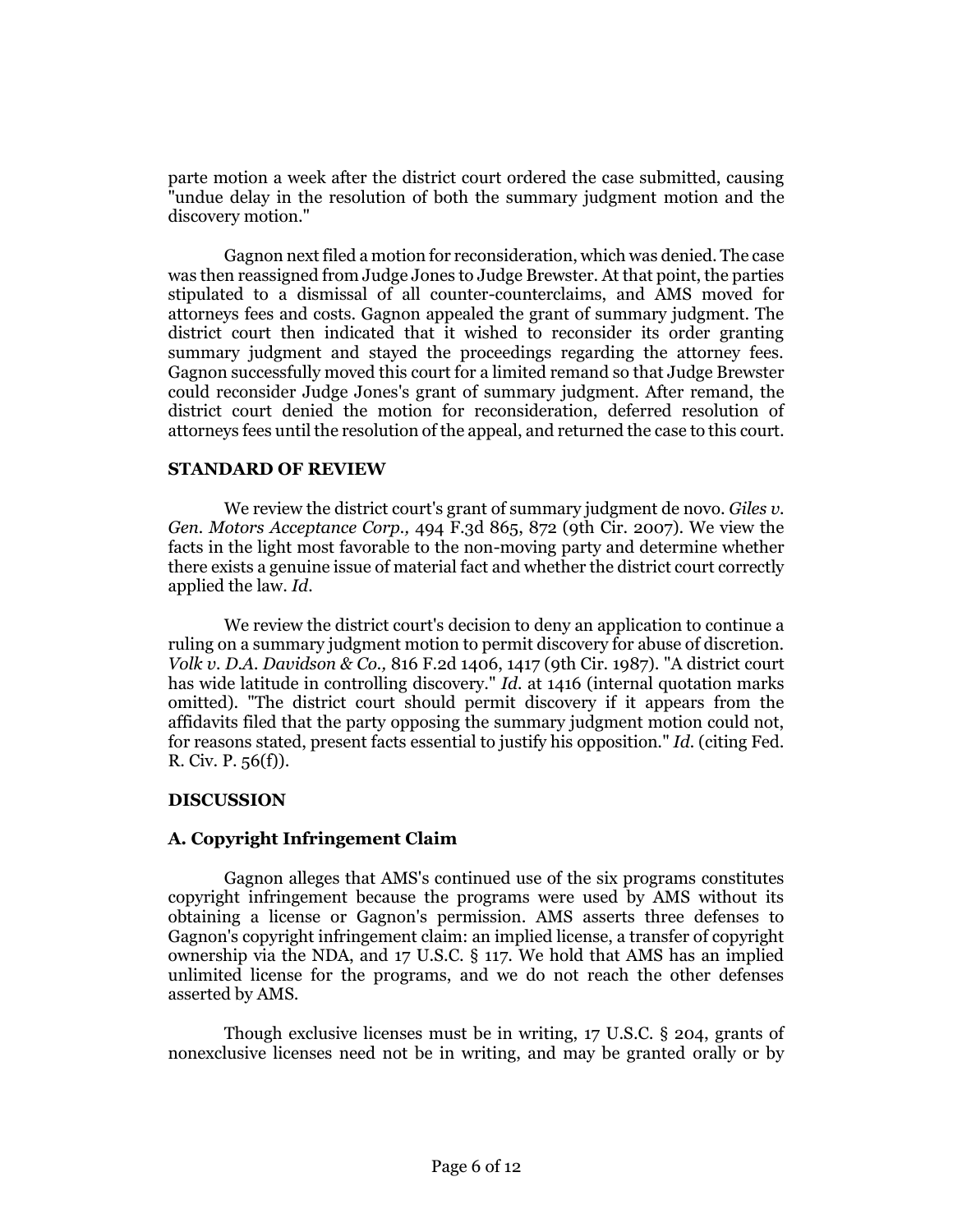parte motion a week after the district court ordered the case submitted, causing "undue delay in the resolution of both the summary judgment motion and the discovery motion."

Gagnon next filed a motion for reconsideration, which was denied. The case was then reassigned from Judge Jones to Judge Brewster. At that point, the parties stipulated to a dismissal of all counter-counterclaims, and AMS moved for attorneys fees and costs. Gagnon appealed the grant of summary judgment. The district court then indicated that it wished to reconsider its order granting summary judgment and stayed the proceedings regarding the attorney fees. Gagnon successfully moved this court for a limited remand so that Judge Brewster could reconsider Judge Jones's grant of summary judgment. After remand, the district court denied the motion for reconsideration, deferred resolution of attorneys fees until the resolution of the appeal, and returned the case to this court.

## STANDARD OF REVIEW

We review the district court's grant of summary judgment de novo. *Giles v. Gen. Motors Acceptance Corp.,* 494 F.3d 865, 872 (9th Cir. 2007). We view the facts in the light most favorable to the non-moving party and determine whether there exists a genuine issue of material fact and whether the district court correctly applied the law. *Id.*

We review the district court's decision to deny an application to continue a ruling on a summary judgment motion to permit discovery for abuse of discretion. *Volk v. D.A. Davidson & Co.,* 816 F.2d 1406, 1417 (9th Cir. 1987). "A district court has wide latitude in controlling discovery." *Id.* at 1416 (internal quotation marks omitted). "The district court should permit discovery if it appears from the affidavits filed that the party opposing the summary judgment motion could not, for reasons stated, present facts essential to justify his opposition." *Id.* (citing Fed. R. Civ. P. 56(f)).

## DISCUSSION

### A. Copyright Infringement Claim

Gagnon alleges that AMS's continued use of the six programs constitutes copyright infringement because the programs were used by AMS without its obtaining a license or Gagnon's permission. AMS asserts three defenses to Gagnon's copyright infringement claim: an implied license, a transfer of copyright ownership via the NDA, and 17 U.S.C. § 117. We hold that AMS has an implied unlimited license for the programs, and we do not reach the other defenses asserted by AMS.

Though exclusive licenses must be in writing, 17 U.S.C. § 204, grants of nonexclusive licenses need not be in writing, and may be granted orally or by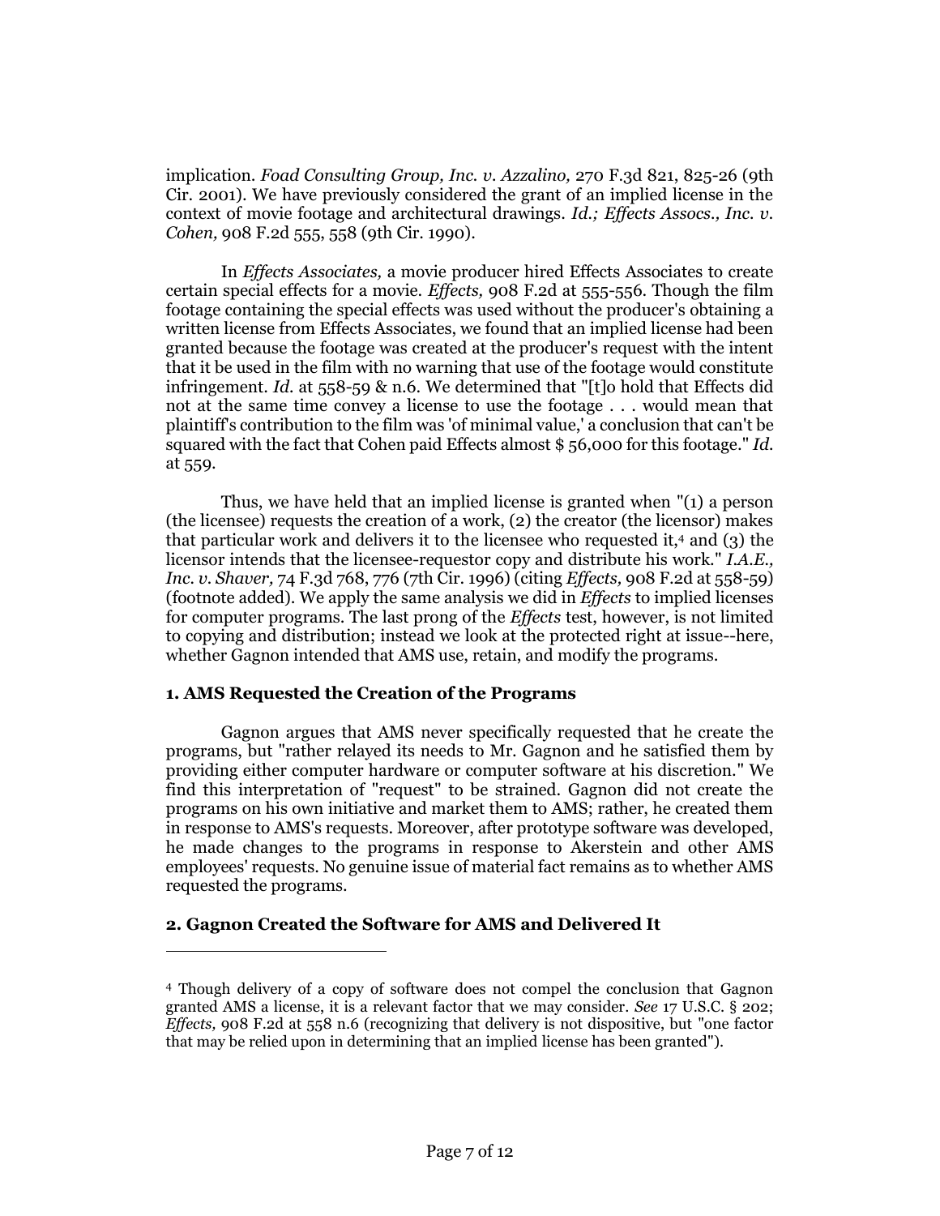implication. *Foad Consulting Group, Inc. v. Azzalino,* 270 F.3d 821, 825-26 (9th Cir. 2001). We have previously considered the grant of an implied license in the context of movie footage and architectural drawings. *Id.; Effects Assocs., Inc. v. Cohen,* 908 F.2d 555, 558 (9th Cir. 1990).

In *Effects Associates,* a movie producer hired Effects Associates to create certain special effects for a movie. *Effects,* 908 F.2d at 555-556. Though the film footage containing the special effects was used without the producer's obtaining a written license from Effects Associates, we found that an implied license had been granted because the footage was created at the producer's request with the intent that it be used in the film with no warning that use of the footage would constitute infringement. *Id.* at 558-59 & n.6. We determined that "[t]o hold that Effects did not at the same time convey a license to use the footage . . . would mean that plaintiff's contribution to the film was 'of minimal value,' a conclusion that can't be squared with the fact that Cohen paid Effects almost $ 56,000 for this footage." *Id.* at 559.

Thus, we have held that an implied license is granted when "(1) a person (the licensee) requests the creation of a work, (2) the creator (the licensor) makes that particular work and delivers it to the licensee who requested it,[4] and (3) the licensor intends that the licensee-requestor copy and distribute his work." *I.A.E., Inc. v. Shaver,* 74 F.3d 768, 776 (7th Cir. 1996) (citing *Effects,* 908 F.2d at 558-59) (footnote added). We apply the same analysis we did in *Effects* to implied licenses for computer programs. The last prong of the *Effects* test, however, is not limited to copying and distribution; instead we look at the protected right at issue--here, whether Gagnon intended that AMS use, retain, and modify the programs.

### 1. AMS Requested the Creation of the Programs

Gagnon argues that AMS never specifically requested that he create the programs, but "rather relayed its needs to Mr. Gagnon and he satisfied them by providing either computer hardware or computer software at his discretion." We find this interpretation of "request" to be strained. Gagnon did not create the programs on his own initiative and market them to AMS; rather, he created them in response to AMS's requests. Moreover, after prototype software was developed, he made changes to the programs in response to Akerstein and other AMS employees' requests. No genuine issue of material fact remains as to whether AMS requested the programs.

### 2. Gagnon Created the Software for AMS and Delivered It

---

[4] Though delivery of a copy of software does not compel the conclusion that Gagnon granted AMS a license, it is a relevant factor that we may consider. *See* 17 U.S.C. § 202; *Effects,* 908 F.2d at 558 n.6 (recognizing that delivery is not dispositive, but "one factor that may be relied upon in determining that an implied license has been granted").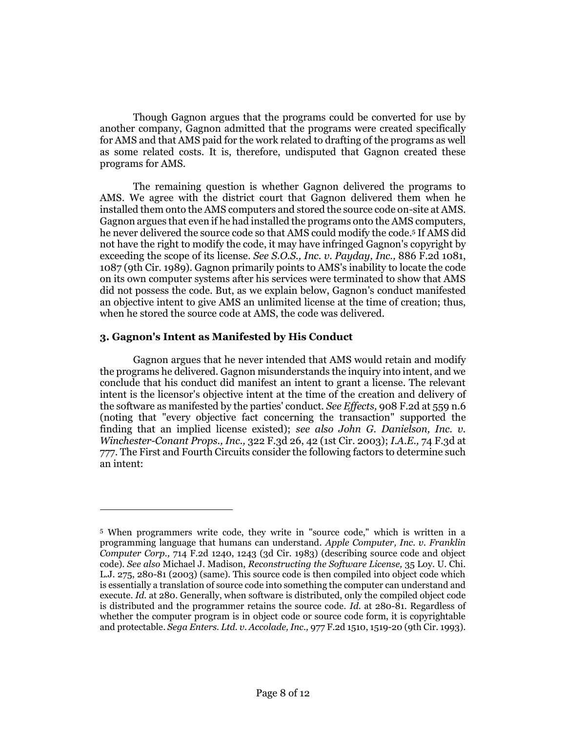Though Gagnon argues that the programs could be converted for use by another company, Gagnon admitted that the programs were created specifically for AMS and that AMS paid for the work related to drafting of the programs as well as some related costs. It is, therefore, undisputed that Gagnon created these programs for AMS.

The remaining question is whether Gagnon delivered the programs to AMS. We agree with the district court that Gagnon delivered them when he installed them onto the AMS computers and stored the source code on-site at AMS. Gagnon argues that even if he had installed the programs onto the AMS computers, he never delivered the source code so that AMS could modify the code.[5] If AMS did not have the right to modify the code, it may have infringed Gagnon's copyright by exceeding the scope of its license. *See S.O.S., Inc. v. Payday, Inc.,* 886 F.2d 1081, 1087 (9th Cir. 1989). Gagnon primarily points to AMS's inability to locate the code on its own computer systems after his services were terminated to show that AMS did not possess the code. But, as we explain below, Gagnon's conduct manifested an objective intent to give AMS an unlimited license at the time of creation; thus, when he stored the source code at AMS, the code was delivered.

### 3. Gagnon's Intent as Manifested by His Conduct

Gagnon argues that he never intended that AMS would retain and modify the programs he delivered. Gagnon misunderstands the inquiry into intent, and we conclude that his conduct did manifest an intent to grant a license. The relevant intent is the licensor's objective intent at the time of the creation and delivery of the software as manifested by the parties' conduct. *See Effects,* 908 F.2d at 559 n.6 (noting that "every objective fact concerning the transaction" supported the finding that an implied license existed); *see also John G. Danielson, Inc. v. Winchester-Conant Props., Inc.,* 322 F.3d 26, 42 (1st Cir. 2003); *I.A.E.,* 74 F.3d at 777. The First and Fourth Circuits consider the following factors to determine such an intent:

---

[5] When programmers write code, they write in "source code," which is written in a programming language that humans can understand. *Apple Computer, Inc. v. Franklin Computer Corp.,* 714 F.2d 1240, 1243 (3d Cir. 1983) (describing source code and object code). *See also* Michael J. Madison, *Reconstructing the Software License,* 35 Loy. U. Chi. L.J. 275, 280-81 (2003) (same). This source code is then compiled into object code which is essentially a translation of source code into something the computer can understand and execute. *Id.* at 280. Generally, when software is distributed, only the compiled object code is distributed and the programmer retains the source code. *Id.* at 280-81. Regardless of whether the computer program is in object code or source code form, it is copyrightable and protectable. *Sega Enters. Ltd. v. Accolade, Inc.,* 977 F.2d 1510, 1519-20 (9th Cir. 1993).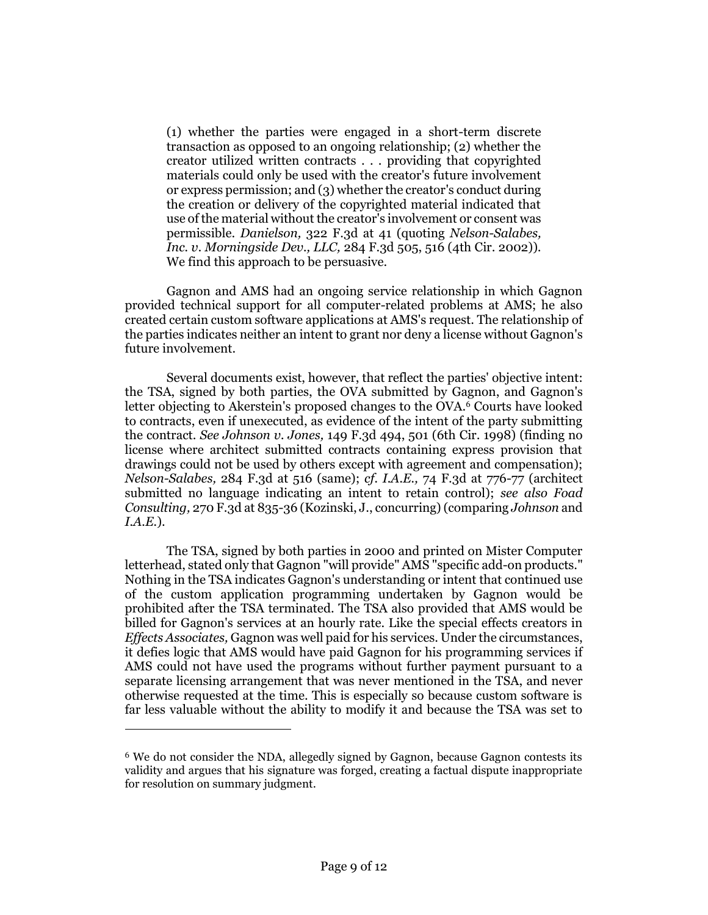> (1) whether the parties were engaged in a short-term discrete transaction as opposed to an ongoing relationship; (2) whether the creator utilized written contracts . . . providing that copyrighted materials could only be used with the creator's future involvement or express permission; and (3) whether the creator's conduct during the creation or delivery of the copyrighted material indicated that use of the material without the creator's involvement or consent was permissible. *Danielson,* 322 F.3d at 41 (quoting *Nelson-Salabes, Inc. v. Morningside Dev., LLC,* 284 F.3d 505, 516 (4th Cir. 2002)). We find this approach to be persuasive.

Gagnon and AMS had an ongoing service relationship in which Gagnon provided technical support for all computer-related problems at AMS; he also created certain custom software applications at AMS's request. The relationship of the parties indicates neither an intent to grant nor deny a license without Gagnon's future involvement.

Several documents exist, however, that reflect the parties' objective intent: the TSA, signed by both parties, the OVA submitted by Gagnon, and Gagnon's letter objecting to Akerstein's proposed changes to the OVA.[6] Courts have looked to contracts, even if unexecuted, as evidence of the intent of the party submitting the contract. *See Johnson v. Jones,* 149 F.3d 494, 501 (6th Cir. 1998) (finding no license where architect submitted contracts containing express provision that drawings could not be used by others except with agreement and compensation); *Nelson-Salabes,* 284 F.3d at 516 (same); *cf. I.A.E.,* 74 F.3d at 776-77 (architect submitted no language indicating an intent to retain control); *see also Foad Consulting,* 270 F.3d at 835-36 (Kozinski, J., concurring) (comparing *Johnson* and *I.A.E.*).

The TSA, signed by both parties in 2000 and printed on Mister Computer letterhead, stated only that Gagnon "will provide" AMS "specific add-on products." Nothing in the TSA indicates Gagnon's understanding or intent that continued use of the custom application programming undertaken by Gagnon would be prohibited after the TSA terminated. The TSA also provided that AMS would be billed for Gagnon's services at an hourly rate. Like the special effects creators in *Effects Associates,* Gagnon was well paid for his services. Under the circumstances, it defies logic that AMS would have paid Gagnon for his programming services if AMS could not have used the programs without further payment pursuant to a separate licensing arrangement that was never mentioned in the TSA, and never otherwise requested at the time. This is especially so because custom software is far less valuable without the ability to modify it and because the TSA was set to

---

[6] We do not consider the NDA, allegedly signed by Gagnon, because Gagnon contests its validity and argues that his signature was forged, creating a factual dispute inappropriate for resolution on summary judgment.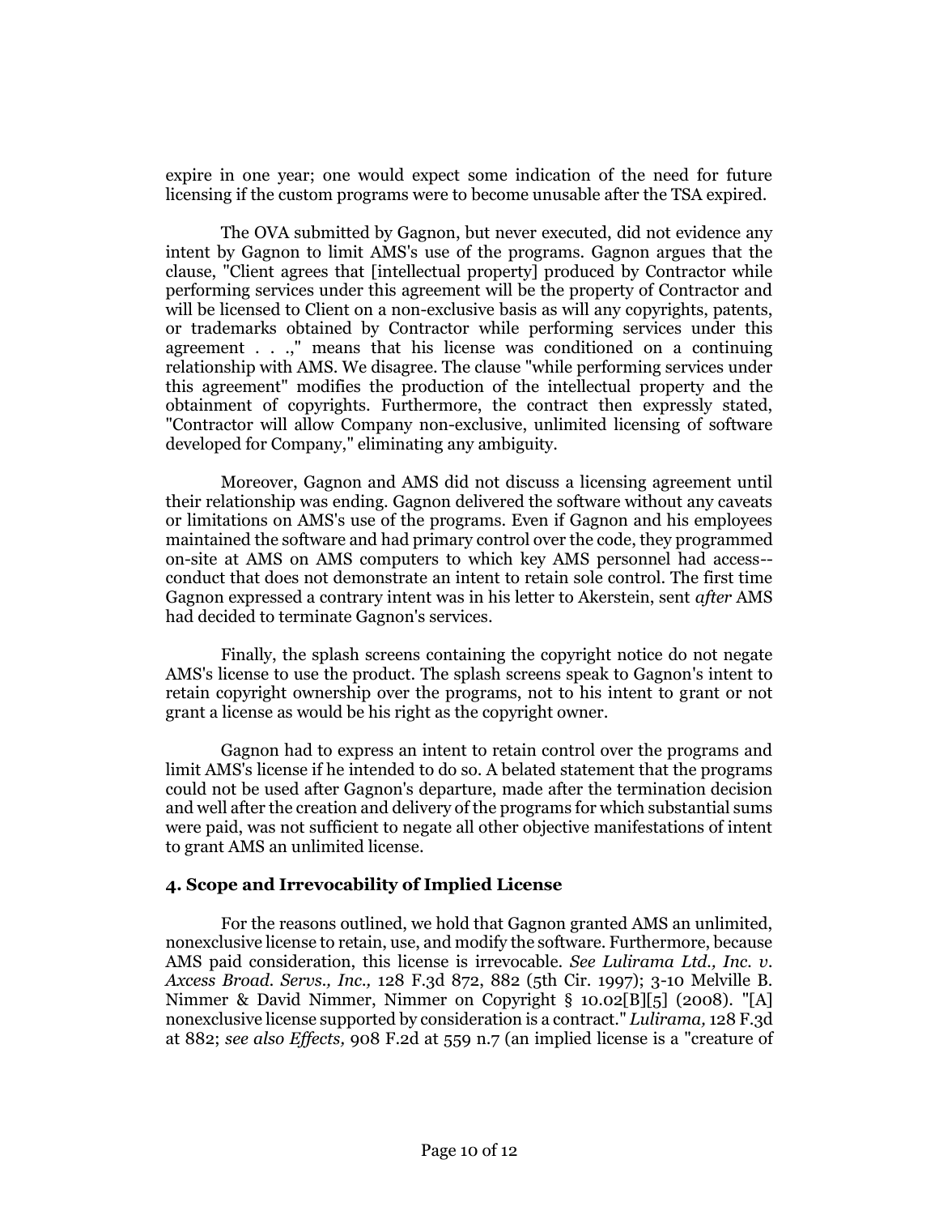expire in one year; one would expect some indication of the need for future licensing if the custom programs were to become unusable after the TSA expired.

The OVA submitted by Gagnon, but never executed, did not evidence any intent by Gagnon to limit AMS's use of the programs. Gagnon argues that the clause, "Client agrees that [intellectual property] produced by Contractor while performing services under this agreement will be the property of Contractor and will be licensed to Client on a non-exclusive basis as will any copyrights, patents, or trademarks obtained by Contractor while performing services under this agreement . . .," means that his license was conditioned on a continuing relationship with AMS. We disagree. The clause "while performing services under this agreement" modifies the production of the intellectual property and the obtainment of copyrights. Furthermore, the contract then expressly stated, "Contractor will allow Company non-exclusive, unlimited licensing of software developed for Company," eliminating any ambiguity.

Moreover, Gagnon and AMS did not discuss a licensing agreement until their relationship was ending. Gagnon delivered the software without any caveats or limitations on AMS's use of the programs. Even if Gagnon and his employees maintained the software and had primary control over the code, they programmed on-site at AMS on AMS computers to which key AMS personnel had access--conduct that does not demonstrate an intent to retain sole control. The first time Gagnon expressed a contrary intent was in his letter to Akerstein, sent *after* AMS had decided to terminate Gagnon's services.

Finally, the splash screens containing the copyright notice do not negate AMS's license to use the product. The splash screens speak to Gagnon's intent to retain copyright ownership over the programs, not to his intent to grant or not grant a license as would be his right as the copyright owner.

Gagnon had to express an intent to retain control over the programs and limit AMS's license if he intended to do so. A belated statement that the programs could not be used after Gagnon's departure, made after the termination decision and well after the creation and delivery of the programs for which substantial sums were paid, was not sufficient to negate all other objective manifestations of intent to grant AMS an unlimited license.

### 4. Scope and Irrevocability of Implied License

For the reasons outlined, we hold that Gagnon granted AMS an unlimited, nonexclusive license to retain, use, and modify the software. Furthermore, because AMS paid consideration, this license is irrevocable. *See Lulirama Ltd., Inc. v. Axcess Broad. Servs., Inc.,* 128 F.3d 872, 882 (5th Cir. 1997); 3-10 Melville B. Nimmer & David Nimmer, Nimmer on Copyright § 10.02[B][5] (2008). "[A] nonexclusive license supported by consideration is a contract." *Lulirama,* 128 F.3d at 882; *see also Effects,* 908 F.2d at 559 n.7 (an implied license is a "creature of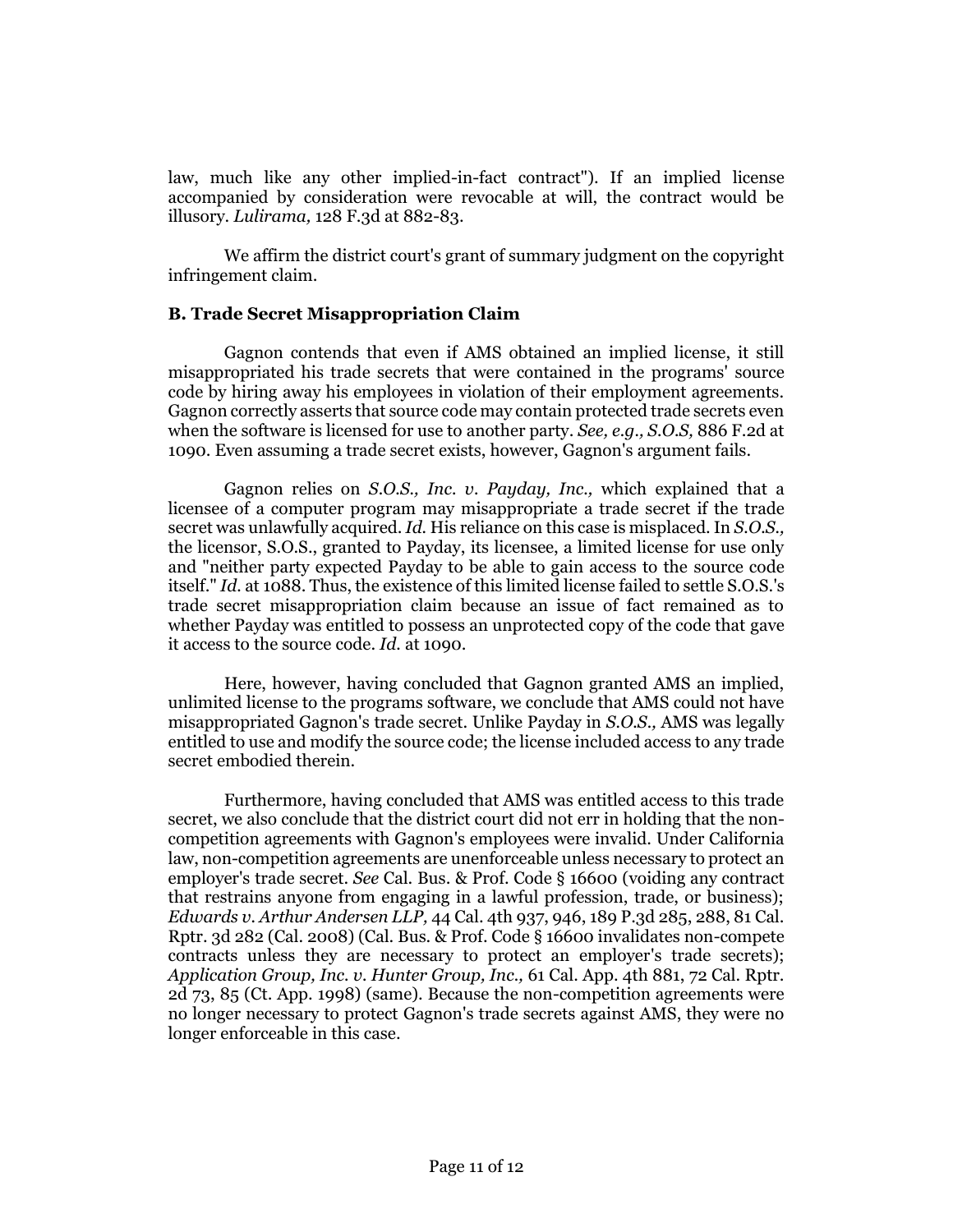law, much like any other implied-in-fact contract"). If an implied license accompanied by consideration were revocable at will, the contract would be illusory. *Lulirama,* 128 F.3d at 882-83.

We affirm the district court's grant of summary judgment on the copyright infringement claim.

### B. Trade Secret Misappropriation Claim

Gagnon contends that even if AMS obtained an implied license, it still misappropriated his trade secrets that were contained in the programs' source code by hiring away his employees in violation of their employment agreements. Gagnon correctly asserts that source code may contain protected trade secrets even when the software is licensed for use to another party. *See, e.g., S.O.S,* 886 F.2d at 1090. Even assuming a trade secret exists, however, Gagnon's argument fails.

Gagnon relies on *S.O.S., Inc. v. Payday, Inc.,* which explained that a licensee of a computer program may misappropriate a trade secret if the trade secret was unlawfully acquired. *Id.* His reliance on this case is misplaced. In *S.O.S.,* the licensor, S.O.S., granted to Payday, its licensee, a limited license for use only and "neither party expected Payday to be able to gain access to the source code itself." *Id.* at 1088. Thus, the existence of this limited license failed to settle S.O.S.'s trade secret misappropriation claim because an issue of fact remained as to whether Payday was entitled to possess an unprotected copy of the code that gave it access to the source code. *Id.* at 1090.

Here, however, having concluded that Gagnon granted AMS an implied, unlimited license to the programs software, we conclude that AMS could not have misappropriated Gagnon's trade secret. Unlike Payday in *S.O.S.,* AMS was legally entitled to use and modify the source code; the license included access to any trade secret embodied therein.

Furthermore, having concluded that AMS was entitled access to this trade secret, we also conclude that the district court did not err in holding that the non-competition agreements with Gagnon's employees were invalid. Under California law, non-competition agreements are unenforceable unless necessary to protect an employer's trade secret. *See* Cal. Bus. & Prof. Code § 16600 (voiding any contract that restrains anyone from engaging in a lawful profession, trade, or business); *Edwards v. Arthur Andersen LLP,* 44 Cal. 4th 937, 946, 189 P.3d 285, 288, 81 Cal. Rptr. 3d 282 (Cal. 2008) (Cal. Bus. & Prof. Code § 16600 invalidates non-compete contracts unless they are necessary to protect an employer's trade secrets); *Application Group, Inc. v. Hunter Group, Inc.,* 61 Cal. App. 4th 881, 72 Cal. Rptr. 2d 73, 85 (Ct. App. 1998) (same). Because the non-competition agreements were no longer necessary to protect Gagnon's trade secrets against AMS, they were no longer enforceable in this case.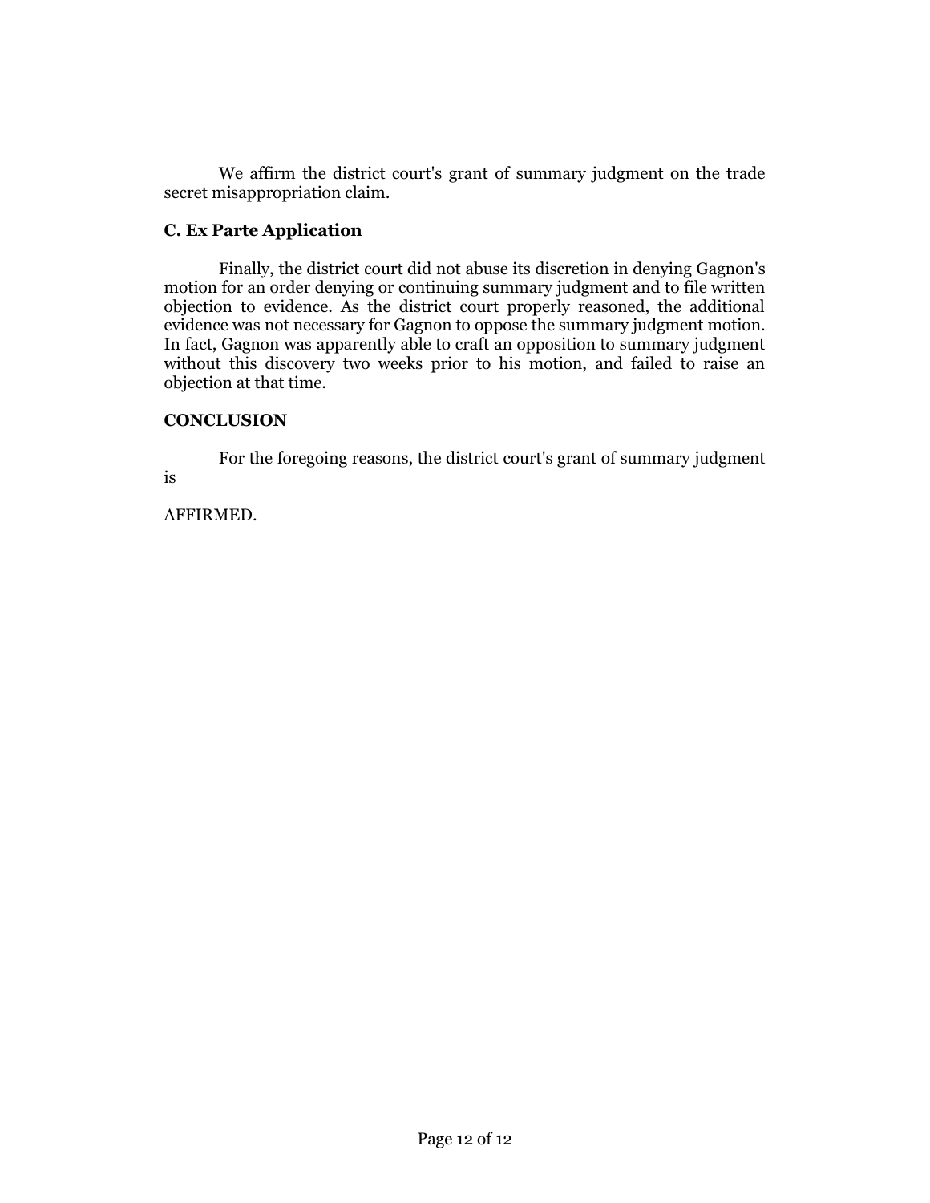We affirm the district court's grant of summary judgment on the trade secret misappropriation claim.

### C. Ex Parte Application

Finally, the district court did not abuse its discretion in denying Gagnon's motion for an order denying or continuing summary judgment and to file written objection to evidence. As the district court properly reasoned, the additional evidence was not necessary for Gagnon to oppose the summary judgment motion. In fact, Gagnon was apparently able to craft an opposition to summary judgment without this discovery two weeks prior to his motion, and failed to raise an objection at that time.

### CONCLUSION

For the foregoing reasons, the district court's grant of summary judgment is

AFFIRMED.